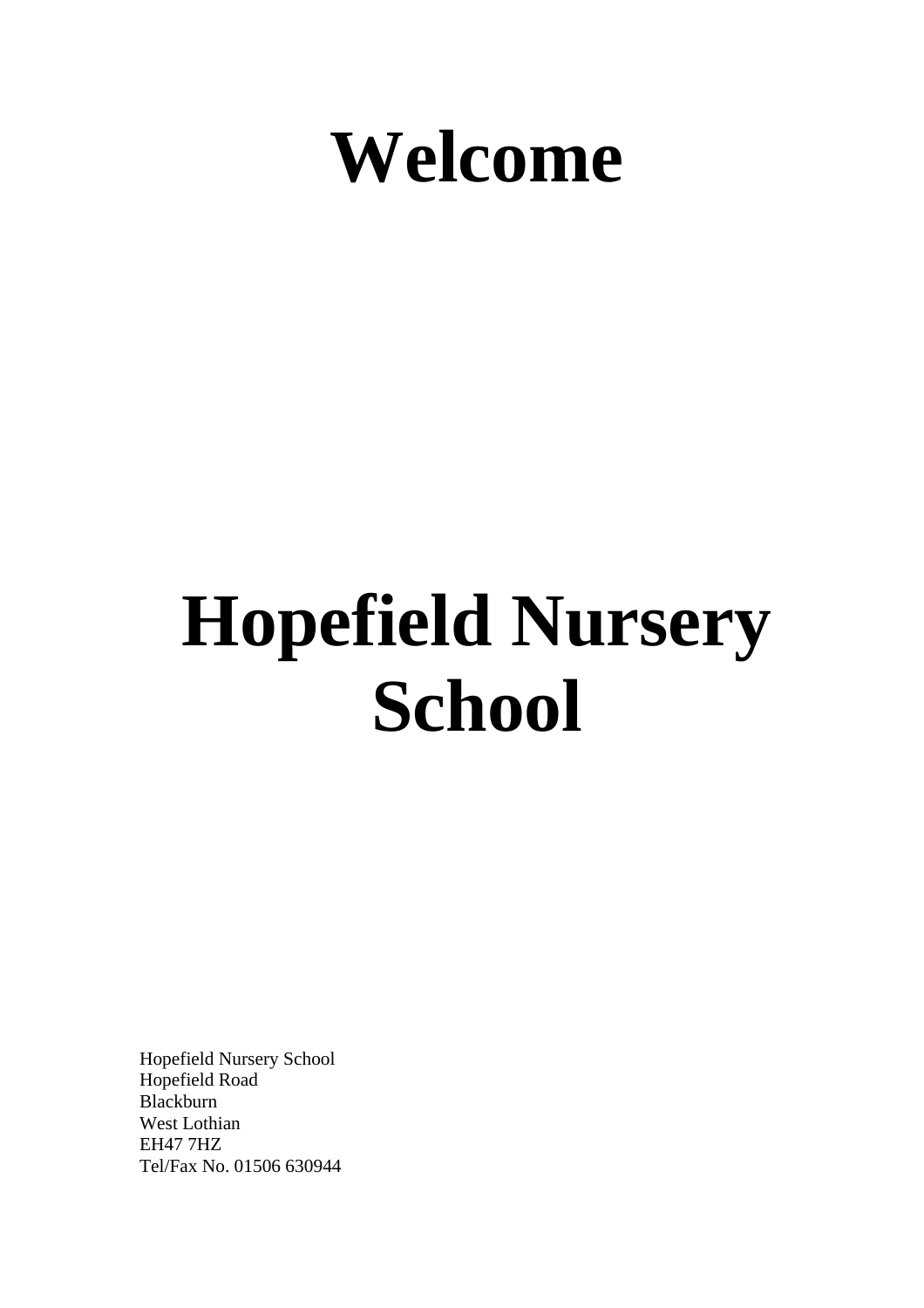# Welcome

# Hopefield Nursery School

Hopefield Nursery School
Hopefield Road
Blackburn
West Lothian
EH47 7HZ
Tel/Fax No. 01506 630944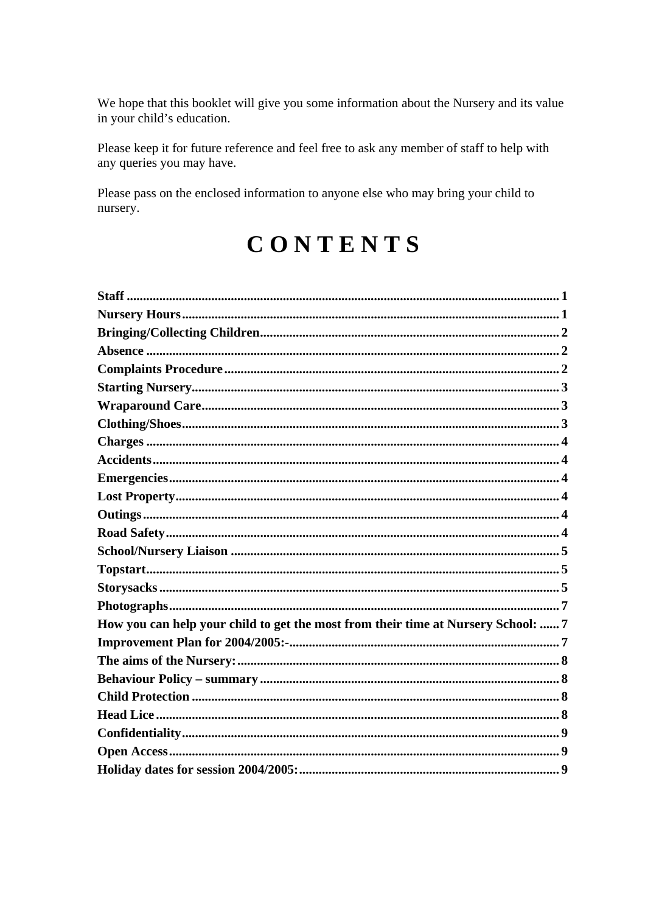We hope that this booklet will give you some information about the Nursery and its value in your child's education.

Please keep it for future reference and feel free to ask any member of staff to help with any queries you may have.

Please pass on the enclosed information to anyone else who may bring your child to nursery.

# CONTENTS

| | |
|---|---|
| **Staff** | **1** |
| **Nursery Hours** | **1** |
| **Bringing/Collecting Children** | **2** |
| **Absence** | **2** |
| **Complaints Procedure** | **2** |
| **Starting Nursery** | **3** |
| **Wraparound Care** | **3** |
| **Clothing/Shoes** | **3** |
| **Charges** | **4** |
| **Accidents** | **4** |
| **Emergencies** | **4** |
| **Lost Property** | **4** |
| **Outings** | **4** |
| **Road Safety** | **4** |
| **School/Nursery Liaison** | **5** |
| **Topstart** | **5** |
| **Storysacks** | **5** |
| **Photographs** | **7** |
| **How you can help your child to get the most from their time at Nursery School:** | **7** |
| **Improvement Plan for 2004/2005:-** | **7** |
| **The aims of the Nursery:** | **8** |
| **Behaviour Policy – summary** | **8** |
| **Child Protection** | **8** |
| **Head Lice** | **8** |
| **Confidentiality** | **9** |
| **Open Access** | **9** |
| **Holiday dates for session 2004/2005:** | **9** |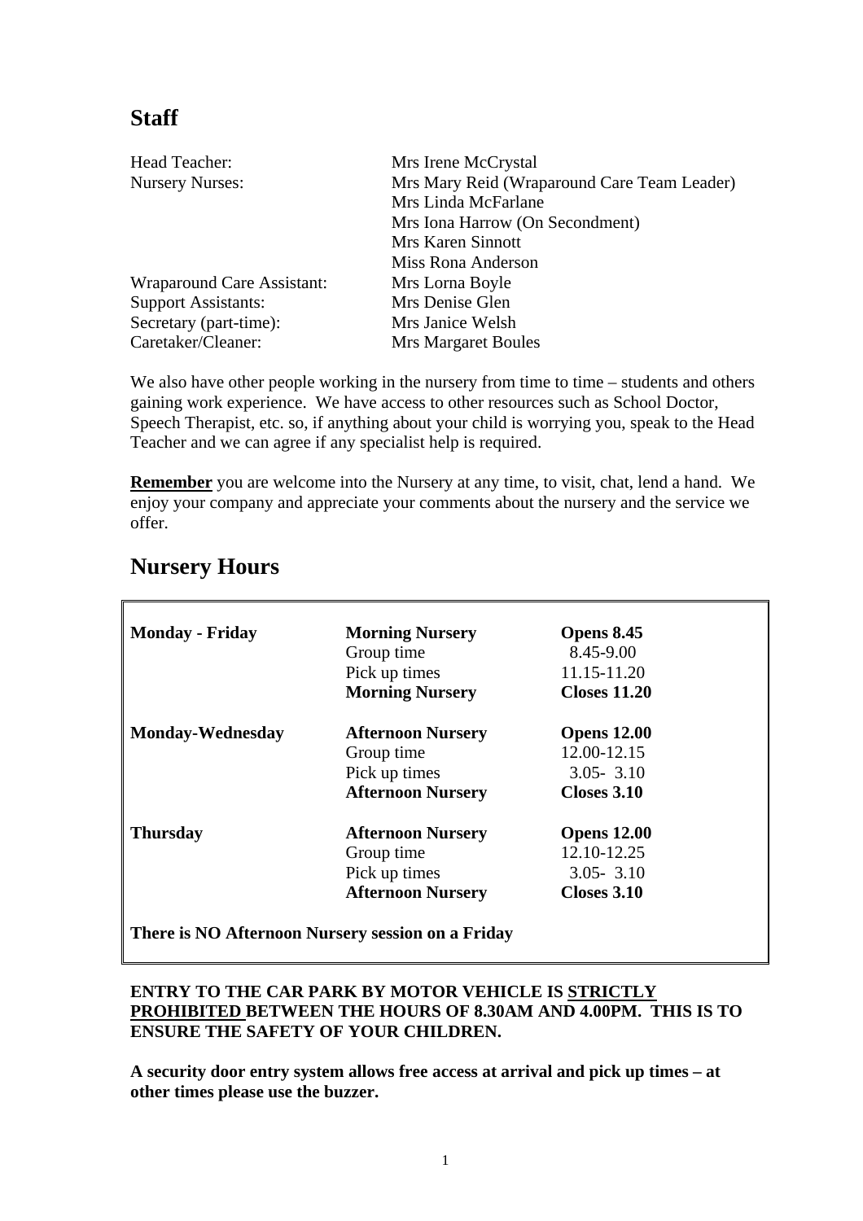## Staff

| | |
|---|---|
| Head Teacher: | Mrs Irene McCrystal |
| Nursery Nurses: | Mrs Mary Reid (Wraparound Care Team Leader) |
| | Mrs Linda McFarlane |
| | Mrs Iona Harrow (On Secondment) |
| | Mrs Karen Sinnott |
| | Miss Rona Anderson |
| Wraparound Care Assistant: | Mrs Lorna Boyle |
| Support Assistants: | Mrs Denise Glen |
| Secretary (part-time): | Mrs Janice Welsh |
| Caretaker/Cleaner: | Mrs Margaret Boules |

We also have other people working in the nursery from time to time – students and others gaining work experience. We have access to other resources such as School Doctor, Speech Therapist, etc. so, if anything about your child is worrying you, speak to the Head Teacher and we can agree if any specialist help is required.

**Remember** you are welcome into the Nursery at any time, to visit, chat, lend a hand. We enjoy your company and appreciate your comments about the nursery and the service we offer.

## Nursery Hours

| | | |
|---|---|---|
| **Monday - Friday** | **Morning Nursery** | **Opens 8.45** |
| | Group time | 8.45-9.00 |
| | Pick up times | 11.15-11.20 |
| | **Morning Nursery** | **Closes 11.20** |
| **Monday-Wednesday** | **Afternoon Nursery** | **Opens 12.00** |
| | Group time | 12.00-12.15 |
| | Pick up times | 3.05- 3.10 |
| | **Afternoon Nursery** | **Closes 3.10** |
| **Thursday** | **Afternoon Nursery** | **Opens 12.00** |
| | Group time | 12.10-12.25 |
| | Pick up times | 3.05- 3.10 |
| | **Afternoon Nursery** | **Closes 3.10** |

**There is NO Afternoon Nursery session on a Friday**

**ENTRY TO THE CAR PARK BY MOTOR VEHICLE IS STRICTLY PROHIBITED BETWEEN THE HOURS OF 8.30AM AND 4.00PM. THIS IS TO ENSURE THE SAFETY OF YOUR CHILDREN.**

**A security door entry system allows free access at arrival and pick up times – at other times please use the buzzer.**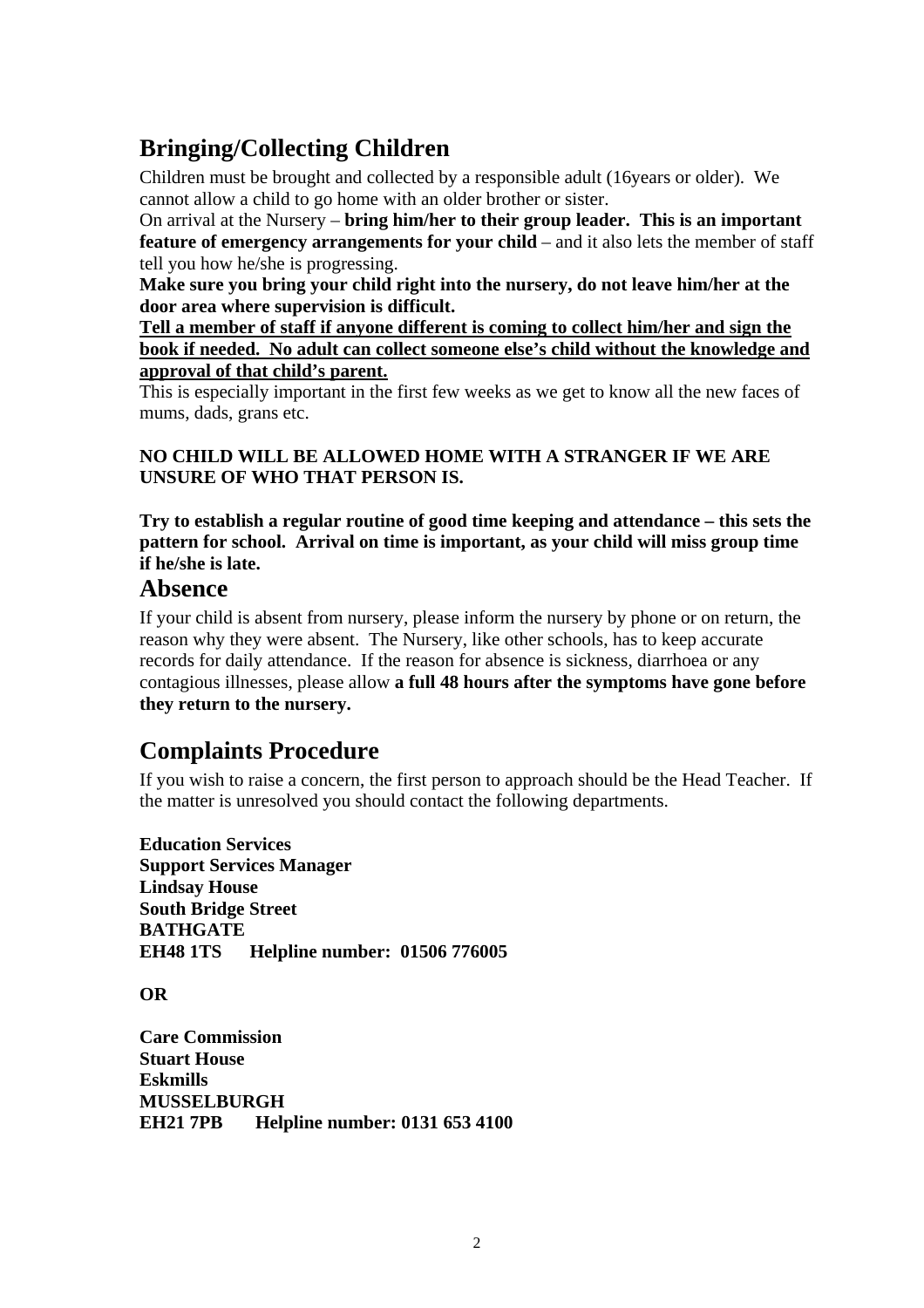## Bringing/Collecting Children

Children must be brought and collected by a responsible adult (16years or older). We cannot allow a child to go home with an older brother or sister.

On arrival at the Nursery – **bring him/her to their group leader. This is an important feature of emergency arrangements for your child** – and it also lets the member of staff tell you how he/she is progressing.

**Make sure you bring your child right into the nursery, do not leave him/her at the door area where supervision is difficult.**

<u>**Tell a member of staff if anyone different is coming to collect him/her and sign the book if needed. No adult can collect someone else's child without the knowledge and approval of that child's parent.**</u>

This is especially important in the first few weeks as we get to know all the new faces of mums, dads, grans etc.

**NO CHILD WILL BE ALLOWED HOME WITH A STRANGER IF WE ARE UNSURE OF WHO THAT PERSON IS.**

**Try to establish a regular routine of good time keeping and attendance – this sets the pattern for school. Arrival on time is important, as your child will miss group time if he/she is late.**

## Absence

If your child is absent from nursery, please inform the nursery by phone or on return, the reason why they were absent. The Nursery, like other schools, has to keep accurate records for daily attendance. If the reason for absence is sickness, diarrhoea or any contagious illnesses, please allow **a full 48 hours after the symptoms have gone before they return to the nursery.**

## Complaints Procedure

If you wish to raise a concern, the first person to approach should be the Head Teacher. If the matter is unresolved you should contact the following departments.

**Education Services**
**Support Services Manager**
**Lindsay House**
**South Bridge Street**
**BATHGATE**
**EH48 1TS Helpline number: 01506 776005**

**OR**

**Care Commission**
**Stuart House**
**Eskmills**
**MUSSELBURGH**
**EH21 7PB Helpline number: 0131 653 4100**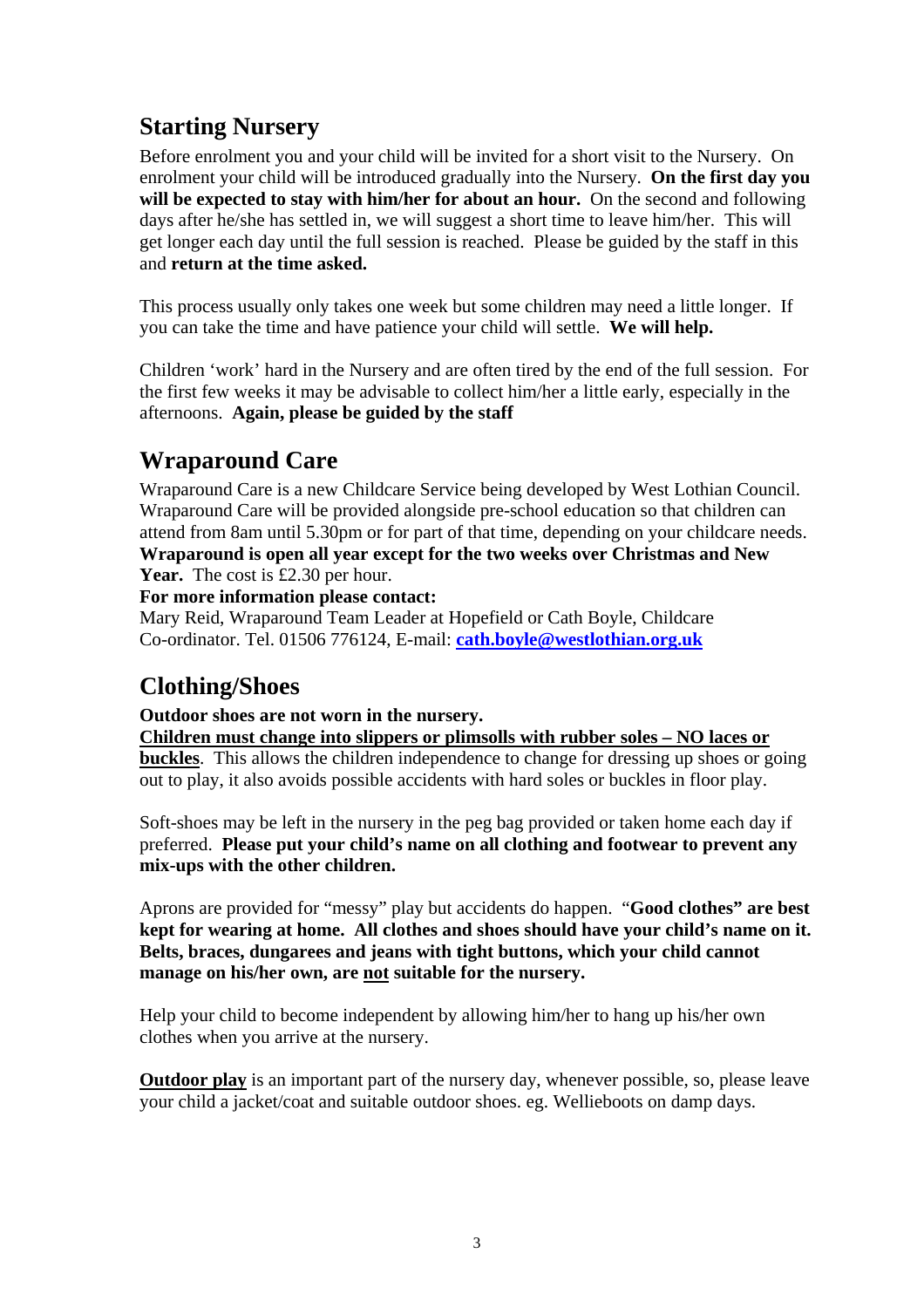## Starting Nursery

Before enrolment you and your child will be invited for a short visit to the Nursery. On enrolment your child will be introduced gradually into the Nursery. **On the first day you will be expected to stay with him/her for about an hour.** On the second and following days after he/she has settled in, we will suggest a short time to leave him/her. This will get longer each day until the full session is reached. Please be guided by the staff in this and **return at the time asked.**

This process usually only takes one week but some children may need a little longer. If you can take the time and have patience your child will settle. **We will help.**

Children 'work' hard in the Nursery and are often tired by the end of the full session. For the first few weeks it may be advisable to collect him/her a little early, especially in the afternoons. **Again, please be guided by the staff**

## Wraparound Care

Wraparound Care is a new Childcare Service being developed by West Lothian Council. Wraparound Care will be provided alongside pre-school education so that children can attend from 8am until 5.30pm or for part of that time, depending on your childcare needs. **Wraparound is open all year except for the two weeks over Christmas and New Year.** The cost is £2.30 per hour.

**For more information please contact:**

Mary Reid, Wraparound Team Leader at Hopefield or Cath Boyle, Childcare Co-ordinator. Tel. 01506 776124, E-mail: **cath.boyle@westlothian.org.uk**

## Clothing/Shoes

**Outdoor shoes are not worn in the nursery.**

**Children must change into slippers or plimsolls with rubber soles – NO laces or buckles**. This allows the children independence to change for dressing up shoes or going out to play, it also avoids possible accidents with hard soles or buckles in floor play.

Soft-shoes may be left in the nursery in the peg bag provided or taken home each day if preferred. **Please put your child's name on all clothing and footwear to prevent any mix-ups with the other children.**

Aprons are provided for "messy" play but accidents do happen. "**Good clothes" are best kept for wearing at home. All clothes and shoes should have your child's name on it. Belts, braces, dungarees and jeans with tight buttons, which your child cannot manage on his/her own, are not suitable for the nursery.**

Help your child to become independent by allowing him/her to hang up his/her own clothes when you arrive at the nursery.

**Outdoor play** is an important part of the nursery day, whenever possible, so, please leave your child a jacket/coat and suitable outdoor shoes. eg. Welliesboots on damp days.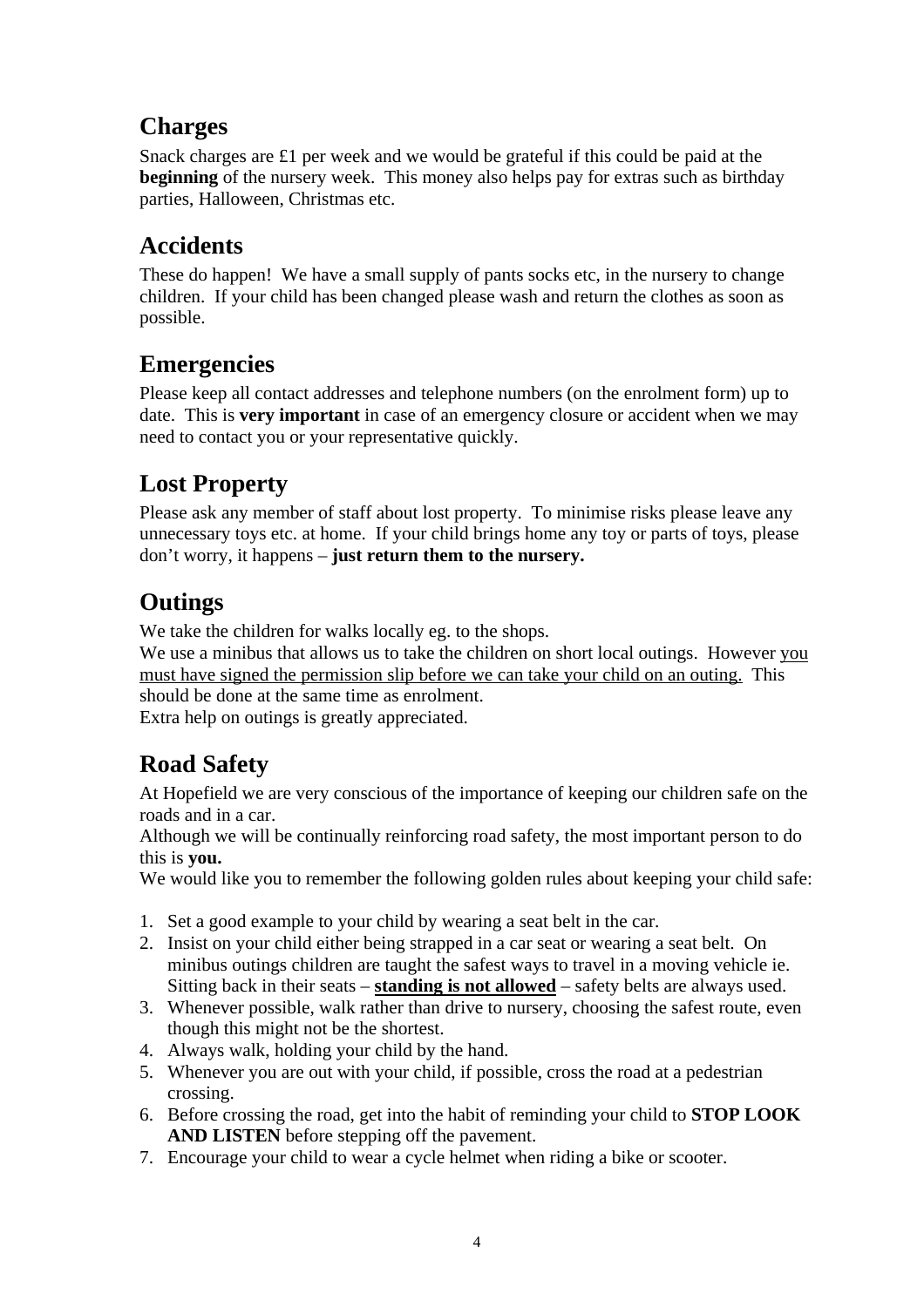## Charges

Snack charges are £1 per week and we would be grateful if this could be paid at the **beginning** of the nursery week. This money also helps pay for extras such as birthday parties, Halloween, Christmas etc.

## Accidents

These do happen! We have a small supply of pants socks etc, in the nursery to change children. If your child has been changed please wash and return the clothes as soon as possible.

## Emergencies

Please keep all contact addresses and telephone numbers (on the enrolment form) up to date. This is **very important** in case of an emergency closure or accident when we may need to contact you or your representative quickly.

## Lost Property

Please ask any member of staff about lost property. To minimise risks please leave any unnecessary toys etc. at home. If your child brings home any toy or parts of toys, please don't worry, it happens – **just return them to the nursery.**

## Outings

We take the children for walks locally eg. to the shops.
We use a minibus that allows us to take the children on short local outings. However you must have signed the permission slip before we can take your child on an outing. This should be done at the same time as enrolment.
Extra help on outings is greatly appreciated.

## Road Safety

At Hopefield we are very conscious of the importance of keeping our children safe on the roads and in a car.
Although we will be continually reinforcing road safety, the most important person to do this is **you.**
We would like you to remember the following golden rules about keeping your child safe:

1. Set a good example to your child by wearing a seat belt in the car.
2. Insist on your child either being strapped in a car seat or wearing a seat belt. On minibus outings children are taught the safest ways to travel in a moving vehicle ie. Sitting back in their seats – **standing is not allowed** – safety belts are always used.
3. Whenever possible, walk rather than drive to nursery, choosing the safest route, even though this might not be the shortest.
4. Always walk, holding your child by the hand.
5. Whenever you are out with your child, if possible, cross the road at a pedestrian crossing.
6. Before crossing the road, get into the habit of reminding your child to **STOP LOOK AND LISTEN** before stepping off the pavement.
7. Encourage your child to wear a cycle helmet when riding a bike or scooter.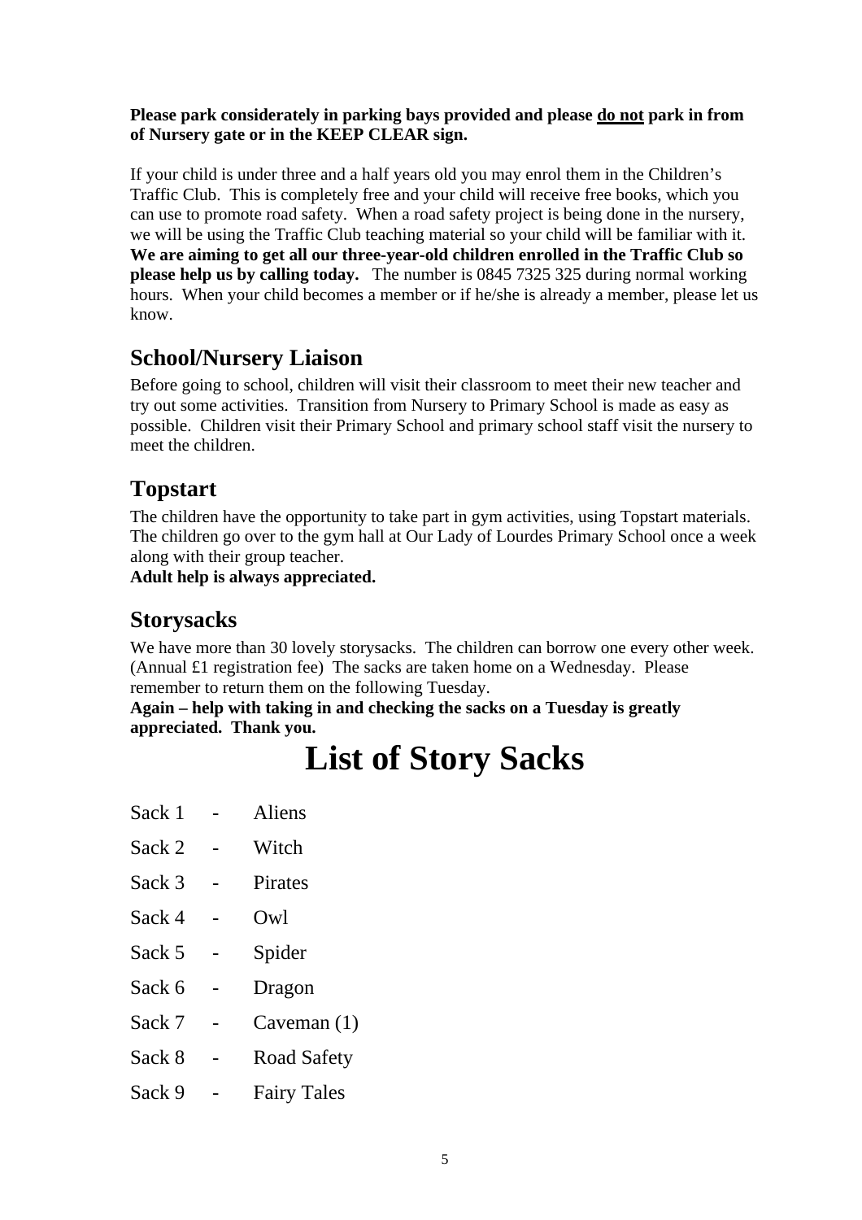**Please park considerately in parking bays provided and please <u>do not</u> park in from of Nursery gate or in the KEEP CLEAR sign.**

If your child is under three and a half years old you may enrol them in the Children's Traffic Club. This is completely free and your child will receive free books, which you can use to promote road safety. When a road safety project is being done in the nursery, we will be using the Traffic Club teaching material so your child will be familiar with it. **We are aiming to get all our three-year-old children enrolled in the Traffic Club so please help us by calling today.** The number is 0845 7325 325 during normal working hours. When your child becomes a member or if he/she is already a member, please let us know.

## School/Nursery Liaison

Before going to school, children will visit their classroom to meet their new teacher and try out some activities. Transition from Nursery to Primary School is made as easy as possible. Children visit their Primary School and primary school staff visit the nursery to meet the children.

## Topstart

The children have the opportunity to take part in gym activities, using Topstart materials. The children go over to the gym hall at Our Lady of Lourdes Primary School once a week along with their group teacher.
**Adult help is always appreciated.**

## Storysacks

We have more than 30 lovely storysacks. The children can borrow one every other week. (Annual £1 registration fee) The sacks are taken home on a Wednesday. Please remember to return them on the following Tuesday.
**Again – help with taking in and checking the sacks on a Tuesday is greatly appreciated. Thank you.**

# List of Story Sacks

Sack 1 - Aliens

Sack 2 - Witch

Sack 3 - Pirates

Sack 4 - Owl

Sack 5 - Spider

Sack 6 - Dragon

Sack 7 - Caveman (1)

Sack 8 - Road Safety

Sack 9 - Fairy Tales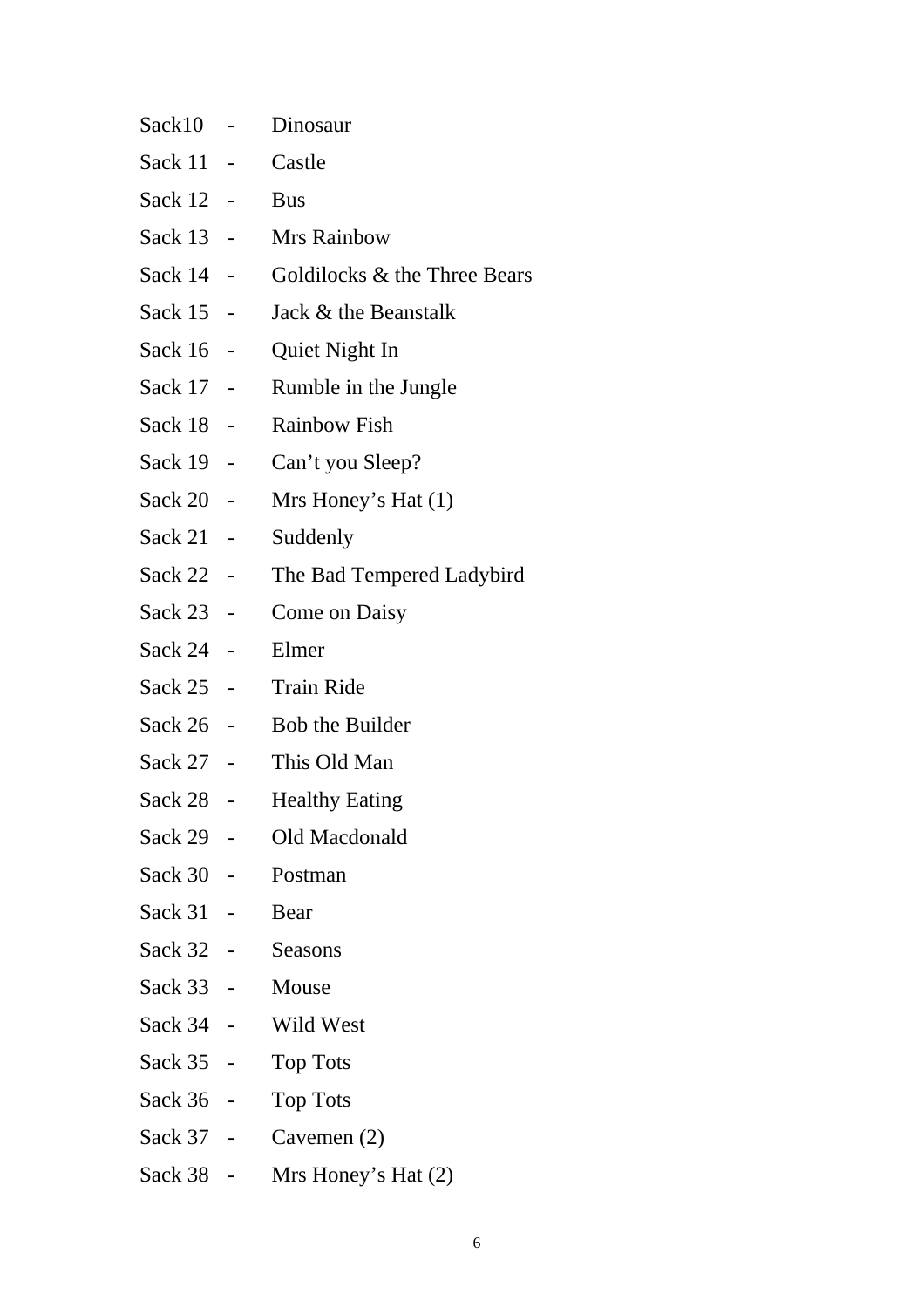Sack10 - Dinosaur

Sack 11 - Castle

Sack 12 - Bus

Sack 13 - Mrs Rainbow

Sack 14 - Goldilocks & the Three Bears

Sack 15 - Jack & the Beanstalk

Sack 16 - Quiet Night In

Sack 17 - Rumble in the Jungle

Sack 18 - Rainbow Fish

Sack 19 - Can’t you Sleep?

Sack 20 - Mrs Honey’s Hat (1)

Sack 21 - Suddenly

Sack 22 - The Bad Tempered Ladybird

Sack 23 - Come on Daisy

Sack 24 - Elmer

Sack 25 - Train Ride

Sack 26 - Bob the Builder

Sack 27 - This Old Man

Sack 28 - Healthy Eating

Sack 29 - Old Macdonald

Sack 30 - Postman

Sack 31 - Bear

Sack 32 - Seasons

Sack 33 - Mouse

Sack 34 - Wild West

Sack 35 - Top Tots

Sack 36 - Top Tots

Sack 37 - Cavemen (2)

Sack 38 - Mrs Honey’s Hat (2)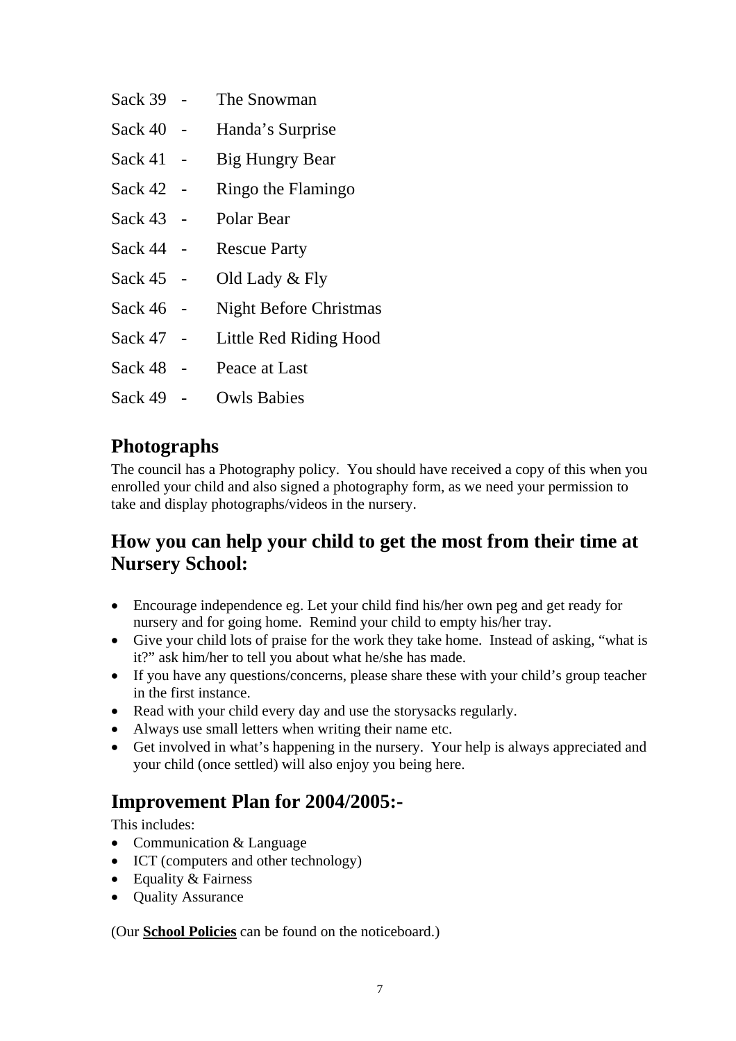Sack 39 - The Snowman

Sack 40 - Handa's Surprise

Sack 41 - Big Hungry Bear

Sack 42 - Ringo the Flamingo

Sack 43 - Polar Bear

Sack 44 - Rescue Party

Sack 45 - Old Lady & Fly

Sack 46 - Night Before Christmas

Sack 47 - Little Red Riding Hood

Sack 48 - Peace at Last

Sack 49 - Owls Babies

## Photographs

The council has a Photography policy. You should have received a copy of this when you enrolled your child and also signed a photography form, as we need your permission to take and display photographs/videos in the nursery.

## How you can help your child to get the most from their time at Nursery School:

- Encourage independence eg. Let your child find his/her own peg and get ready for nursery and for going home. Remind your child to empty his/her tray.
- Give your child lots of praise for the work they take home. Instead of asking, "what is it?" ask him/her to tell you about what he/she has made.
- If you have any questions/concerns, please share these with your child's group teacher in the first instance.
- Read with your child every day and use the storysacks regularly.
- Always use small letters when writing their name etc.
- Get involved in what's happening in the nursery. Your help is always appreciated and your child (once settled) will also enjoy you being here.

## Improvement Plan for 2004/2005:-

This includes:

- Communication & Language
- ICT (computers and other technology)
- Equality & Fairness
- Quality Assurance

(Our **School Policies** can be found on the noticeboard.)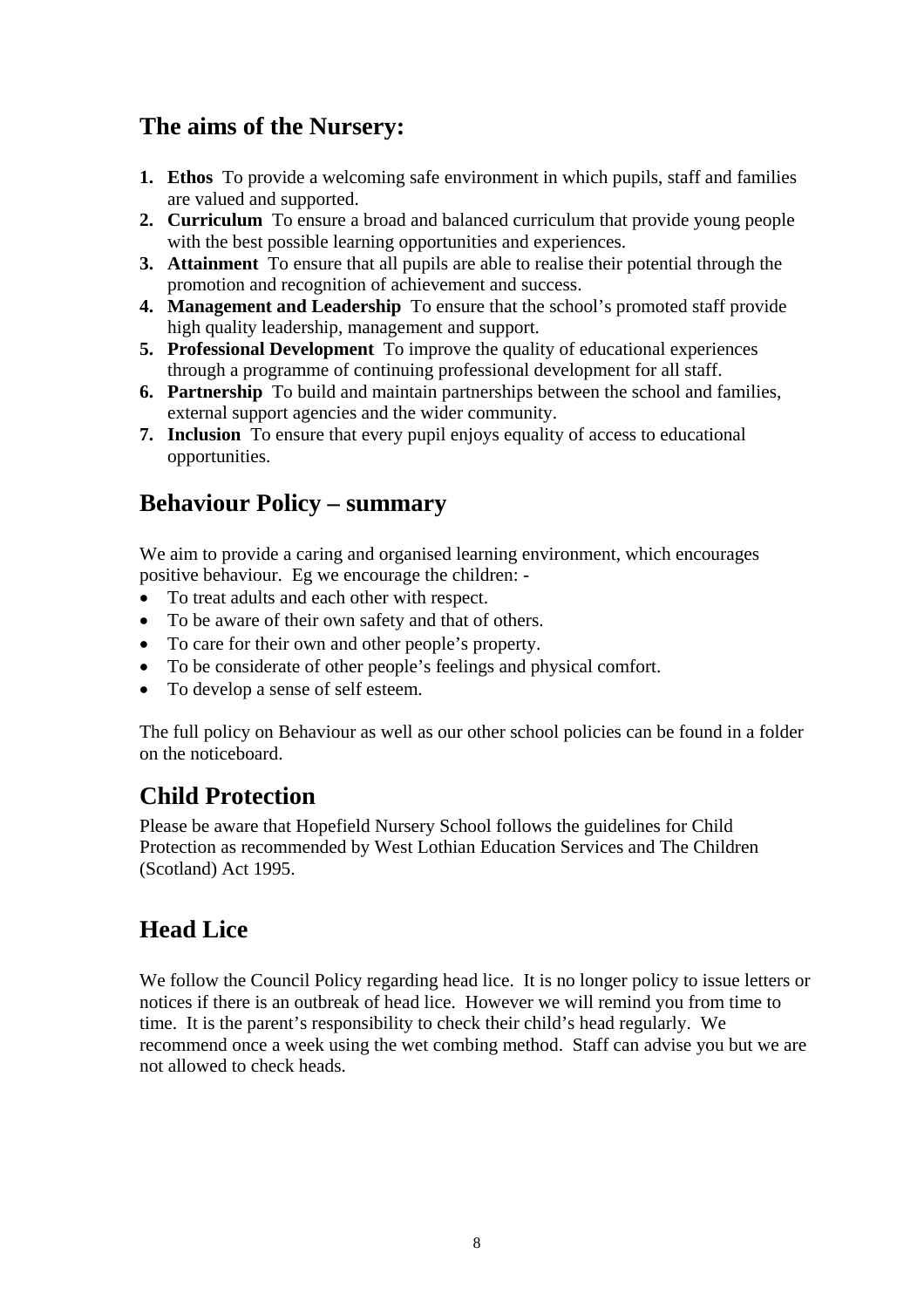## The aims of the Nursery:

1. **Ethos** To provide a welcoming safe environment in which pupils, staff and families are valued and supported.
2. **Curriculum** To ensure a broad and balanced curriculum that provide young people with the best possible learning opportunities and experiences.
3. **Attainment** To ensure that all pupils are able to realise their potential through the promotion and recognition of achievement and success.
4. **Management and Leadership** To ensure that the school's promoted staff provide high quality leadership, management and support.
5. **Professional Development** To improve the quality of educational experiences through a programme of continuing professional development for all staff.
6. **Partnership** To build and maintain partnerships between the school and families, external support agencies and the wider community.
7. **Inclusion** To ensure that every pupil enjoys equality of access to educational opportunities.

## Behaviour Policy – summary

We aim to provide a caring and organised learning environment, which encourages positive behaviour. Eg we encourage the children: -

- To treat adults and each other with respect.
- To be aware of their own safety and that of others.
- To care for their own and other people's property.
- To be considerate of other people's feelings and physical comfort.
- To develop a sense of self esteem.

The full policy on Behaviour as well as our other school policies can be found in a folder on the noticeboard.

## Child Protection

Please be aware that Hopefield Nursery School follows the guidelines for Child Protection as recommended by West Lothian Education Services and The Children (Scotland) Act 1995.

## Head Lice

We follow the Council Policy regarding head lice. It is no longer policy to issue letters or notices if there is an outbreak of head lice. However we will remind you from time to time. It is the parent's responsibility to check their child's head regularly. We recommend once a week using the wet combing method. Staff can advise you but we are not allowed to check heads.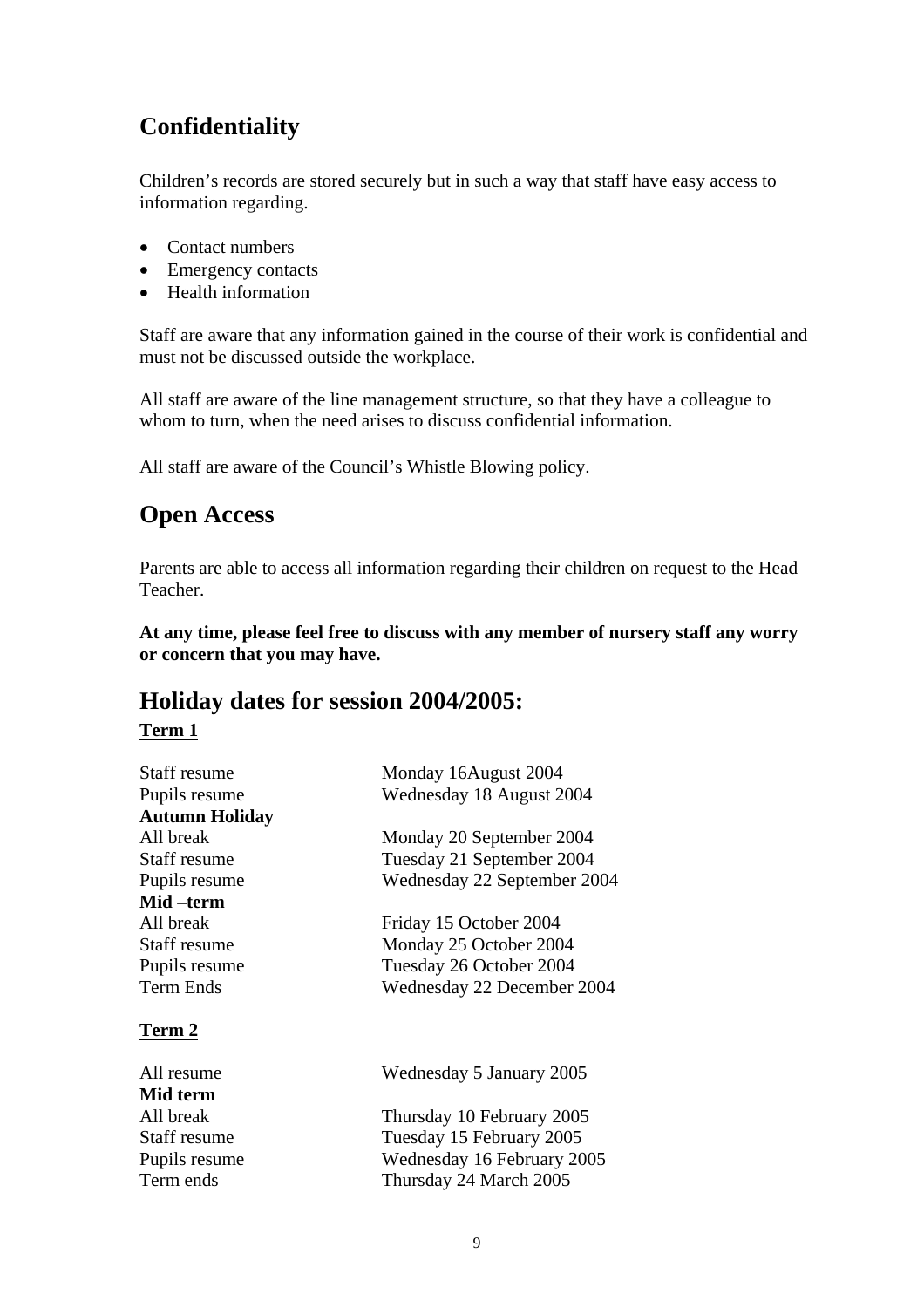## Confidentiality

Children's records are stored securely but in such a way that staff have easy access to information regarding.

- Contact numbers
- Emergency contacts
- Health information

Staff are aware that any information gained in the course of their work is confidential and must not be discussed outside the workplace.

All staff are aware of the line management structure, so that they have a colleague to whom to turn, when the need arises to discuss confidential information.

All staff are aware of the Council's Whistle Blowing policy.

## Open Access

Parents are able to access all information regarding their children on request to the Head Teacher.

**At any time, please feel free to discuss with any member of nursery staff any worry or concern that you may have.**

## Holiday dates for session 2004/2005:

**Term 1**

| | |
|---|---|
| Staff resume | Monday 16August 2004 |
| Pupils resume | Wednesday 18 August 2004 |
| **Autumn Holiday** | |
| All break | Monday 20 September 2004 |
| Staff resume | Tuesday 21 September 2004 |
| Pupils resume | Wednesday 22 September 2004 |
| **Mid –term** | |
| All break | Friday 15 October 2004 |
| Staff resume | Monday 25 October 2004 |
| Pupils resume | Tuesday 26 October 2004 |
| Term Ends | Wednesday 22 December 2004 |

**Term 2**

| | |
|---|---|
| All resume | Wednesday 5 January 2005 |
| **Mid term** | |
| All break | Thursday 10 February 2005 |
| Staff resume | Tuesday 15 February 2005 |
| Pupils resume | Wednesday 16 February 2005 |
| Term ends | Thursday 24 March 2005 |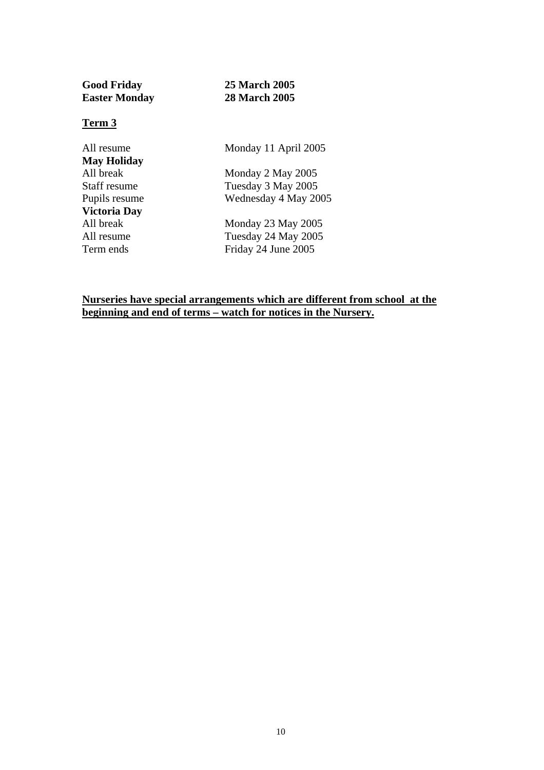**Good Friday** **25 March 2005**
**Easter Monday** **28 March 2005**

**<u>Term 3</u>**

| | |
|---|---|
| All resume | Monday 11 April 2005 |
| **May Holiday** | |
| All break | Monday 2 May 2005 |
| Staff resume | Tuesday 3 May 2005 |
| Pupils resume | Wednesday 4 May 2005 |
| **Victoria Day** | |
| All break | Monday 23 May 2005 |
| All resume | Tuesday 24 May 2005 |
| Term ends | Friday 24 June 2005 |

**<u>Nurseries have special arrangements which are different from school at the beginning and end of terms – watch for notices in the Nursery.</u>**